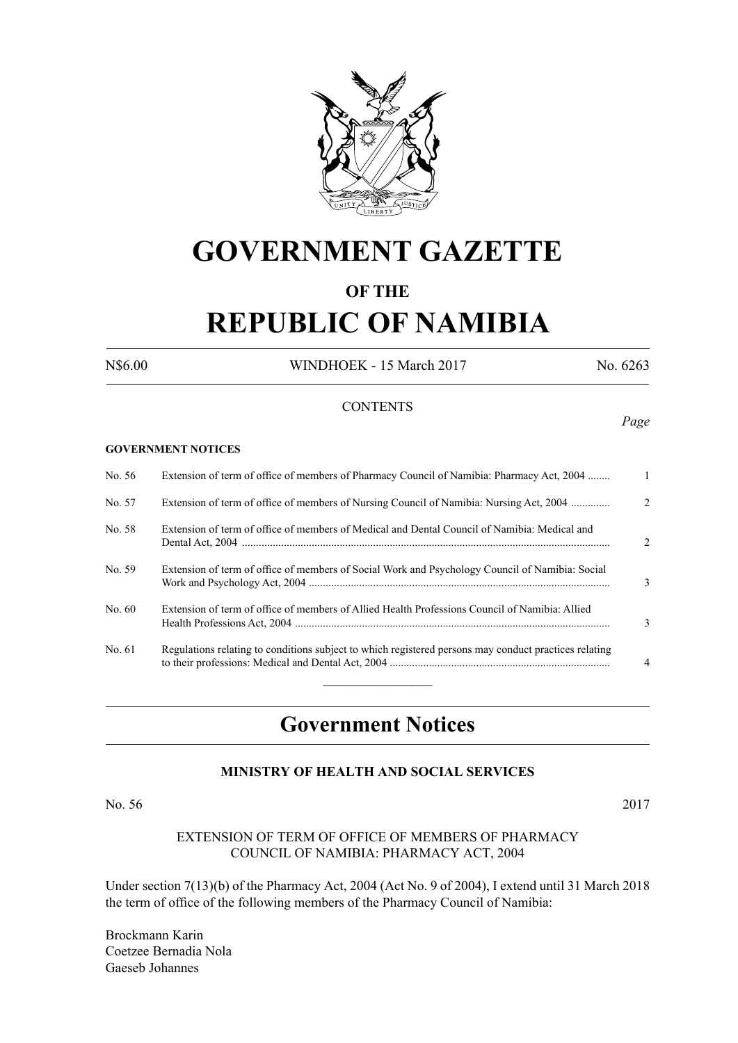# GOVERNMENT GAZETTE

### OF THE

# REPUBLIC OF NAMIBIA

N$6.00 WINDHOEK - 15 March 2017 No. 6263

CONTENTS

*Page*

**GOVERNMENT NOTICES**

| | | |
|---|---|---|
| No. 56 | Extension of term of office of members of Pharmacy Council of Namibia: Pharmacy Act, 2004 ........ | 1 |
| No. 57 | Extension of term of office of members of Nursing Council of Namibia: Nursing Act, 2004 ............. | 2 |
| No. 58 | Extension of term of office of members of Medical and Dental Council of Namibia: Medical and Dental Act, 2004 .................................................................................................................................. | 2 |
| No. 59 | Extension of term of office of members of Social Work and Psychology Council of Namibia: Social Work and Psychology Act, 2004 ........................................................................................................... | 3 |
| No. 60 | Extension of term of office of members of Allied Health Professions Council of Namibia: Allied Health Professions Act, 2004 ................................................................................................................ | 3 |
| No. 61 | Regulations relating to conditions subject to which registered persons may conduct practices relating to their professions: Medical and Dental Act, 2004 .............................................................................. | 4 |

## Government Notices

### MINISTRY OF HEALTH AND SOCIAL SERVICES

No. 56 2017

EXTENSION OF TERM OF OFFICE OF MEMBERS OF PHARMACY COUNCIL OF NAMIBIA: PHARMACY ACT, 2004

Under section 7(13)(b) of the Pharmacy Act, 2004 (Act No. 9 of 2004), I extend until 31 March 2018 the term of office of the following members of the Pharmacy Council of Namibia:

Brockmann Karin
Coetzee Bernadia Nola
Gaeseb Johannes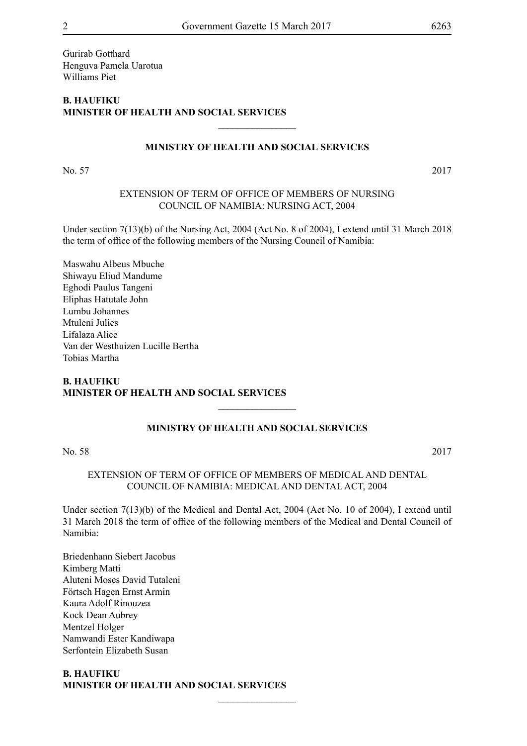Gurirab Gotthard
Henguva Pamela Uarotua
Williams Piet

**B. HAUFIKU**
**MINISTER OF HEALTH AND SOCIAL SERVICES**

________________

**MINISTRY OF HEALTH AND SOCIAL SERVICES**

No. 57 2017

EXTENSION OF TERM OF OFFICE OF MEMBERS OF NURSING COUNCIL OF NAMIBIA: NURSING ACT, 2004

Under section 7(13)(b) of the Nursing Act, 2004 (Act No. 8 of 2004), I extend until 31 March 2018 the term of office of the following members of the Nursing Council of Namibia:

Maswahu Albeus Mbuche
Shiwayu Eliud Mandume
Eghodi Paulus Tangeni
Eliphas Hatutale John
Lumbu Johannes
Mtuleni Julies
Lifalaza Alice
Van der Westhuizen Lucille Bertha
Tobias Martha

**B. HAUFIKU**
**MINISTER OF HEALTH AND SOCIAL SERVICES**

________________

**MINISTRY OF HEALTH AND SOCIAL SERVICES**

No. 58 2017

EXTENSION OF TERM OF OFFICE OF MEMBERS OF MEDICAL AND DENTAL COUNCIL OF NAMIBIA: MEDICAL AND DENTAL ACT, 2004

Under section 7(13)(b) of the Medical and Dental Act, 2004 (Act No. 10 of 2004), I extend until 31 March 2018 the term of office of the following members of the Medical and Dental Council of Namibia:

Briedenhann Siebert Jacobus
Kimberg Matti
Aluteni Moses David Tutaleni
Förtsch Hagen Ernst Armin
Kaura Adolf Rinouzea
Kock Dean Aubrey
Mentzel Holger
Namwandi Ester Kandiwapa
Serfontein Elizabeth Susan

**B. HAUFIKU**
**MINISTER OF HEALTH AND SOCIAL SERVICES**

________________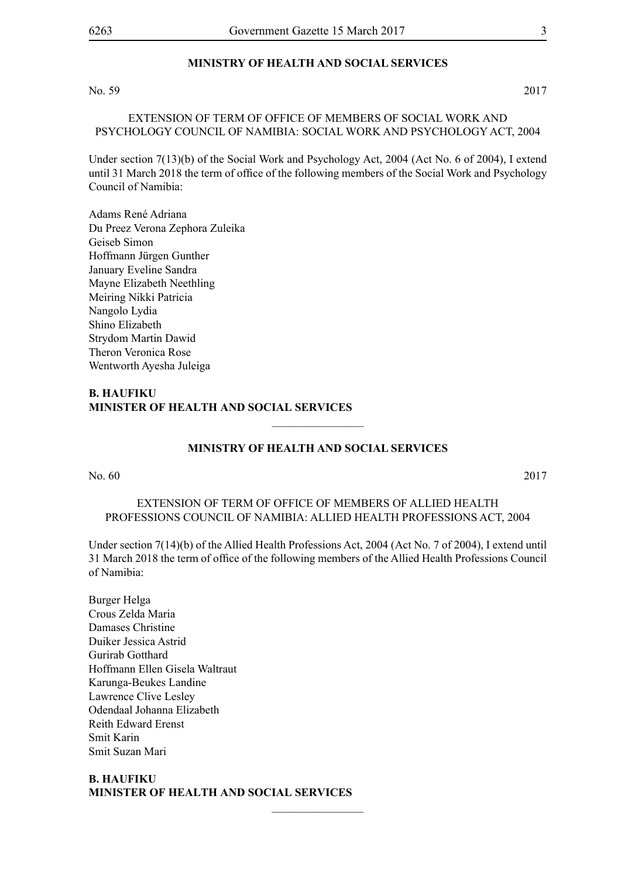## MINISTRY OF HEALTH AND SOCIAL SERVICES

No. 59 2017

EXTENSION OF TERM OF OFFICE OF MEMBERS OF SOCIAL WORK AND PSYCHOLOGY COUNCIL OF NAMIBIA: SOCIAL WORK AND PSYCHOLOGY ACT, 2004

Under section 7(13)(b) of the Social Work and Psychology Act, 2004 (Act No. 6 of 2004), I extend until 31 March 2018 the term of office of the following members of the Social Work and Psychology Council of Namibia:

Adams René Adriana
Du Preez Verona Zephora Zuleika
Geiseb Simon
Hoffmann Jürgen Gunther
January Eveline Sandra
Mayne Elizabeth Neethling
Meiring Nikki Patricia
Nangolo Lydia
Shino Elizabeth
Strydom Martin Dawid
Theron Veronica Rose
Wentworth Ayesha Juleiga

**B. HAUFIKU**
**MINISTER OF HEALTH AND SOCIAL SERVICES**

---

## MINISTRY OF HEALTH AND SOCIAL SERVICES

No. 60 2017

EXTENSION OF TERM OF OFFICE OF MEMBERS OF ALLIED HEALTH PROFESSIONS COUNCIL OF NAMIBIA: ALLIED HEALTH PROFESSIONS ACT, 2004

Under section 7(14)(b) of the Allied Health Professions Act, 2004 (Act No. 7 of 2004), I extend until 31 March 2018 the term of office of the following members of the Allied Health Professions Council of Namibia:

Burger Helga
Crous Zelda Maria
Damases Christine
Duiker Jessica Astrid
Gurirab Gotthard
Hoffmann Ellen Gisela Waltraut
Karunga-Beukes Landine
Lawrence Clive Lesley
Odendaal Johanna Elizabeth
Reith Edward Erenst
Smit Karin
Smit Suzan Mari

**B. HAUFIKU**
**MINISTER OF HEALTH AND SOCIAL SERVICES**

---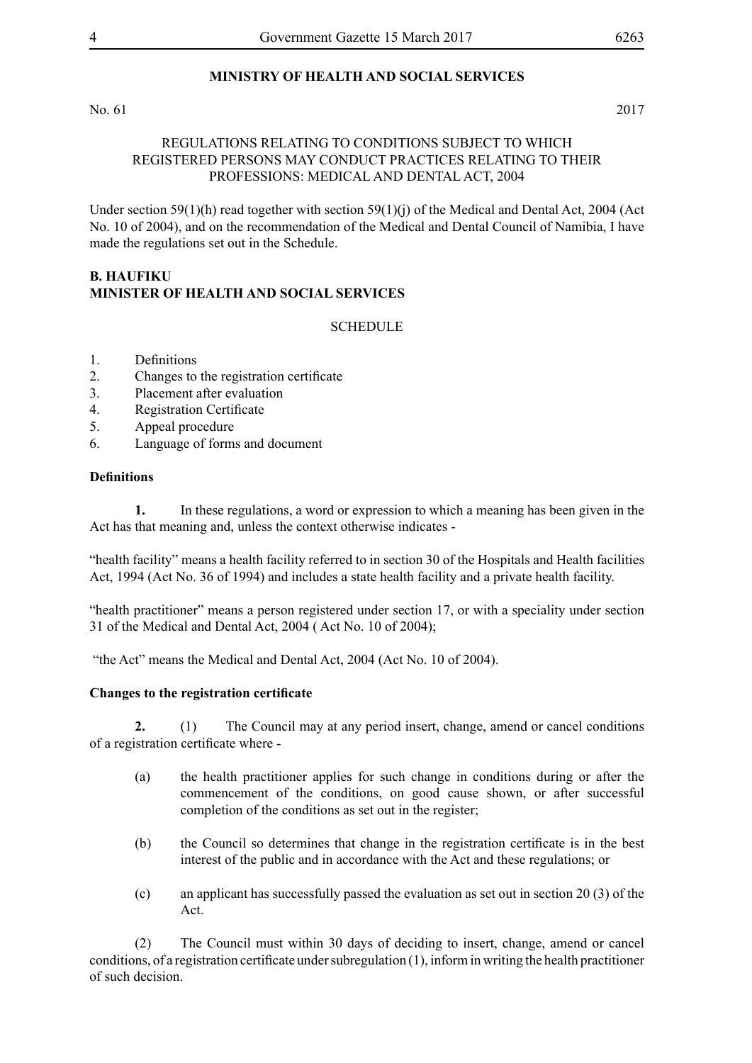## MINISTRY OF HEALTH AND SOCIAL SERVICES

No. 61 2017

REGULATIONS RELATING TO CONDITIONS SUBJECT TO WHICH REGISTERED PERSONS MAY CONDUCT PRACTICES RELATING TO THEIR PROFESSIONS: MEDICAL AND DENTAL ACT, 2004

Under section 59(1)(h) read together with section 59(1)(j) of the Medical and Dental Act, 2004 (Act No. 10 of 2004), and on the recommendation of the Medical and Dental Council of Namibia, I have made the regulations set out in the Schedule.

**B. HAUFIKU**
**MINISTER OF HEALTH AND SOCIAL SERVICES**

SCHEDULE

1. Definitions
2. Changes to the registration certificate
3. Placement after evaluation
4. Registration Certificate
5. Appeal procedure
6. Language of forms and document

**Definitions**

**1.** In these regulations, a word or expression to which a meaning has been given in the Act has that meaning and, unless the context otherwise indicates -

"health facility" means a health facility referred to in section 30 of the Hospitals and Health facilities Act, 1994 (Act No. 36 of 1994) and includes a state health facility and a private health facility.

"health practitioner" means a person registered under section 17, or with a speciality under section 31 of the Medical and Dental Act, 2004 ( Act No. 10 of 2004);

"the Act" means the Medical and Dental Act, 2004 (Act No. 10 of 2004).

**Changes to the registration certificate**

**2.** (1) The Council may at any period insert, change, amend or cancel conditions of a registration certificate where -

(a) the health practitioner applies for such change in conditions during or after the commencement of the conditions, on good cause shown, or after successful completion of the conditions as set out in the register;

(b) the Council so determines that change in the registration certificate is in the best interest of the public and in accordance with the Act and these regulations; or

(c) an applicant has successfully passed the evaluation as set out in section 20 (3) of the Act.

(2) The Council must within 30 days of deciding to insert, change, amend or cancel conditions, of a registration certificate under subregulation (1), inform in writing the health practitioner of such decision.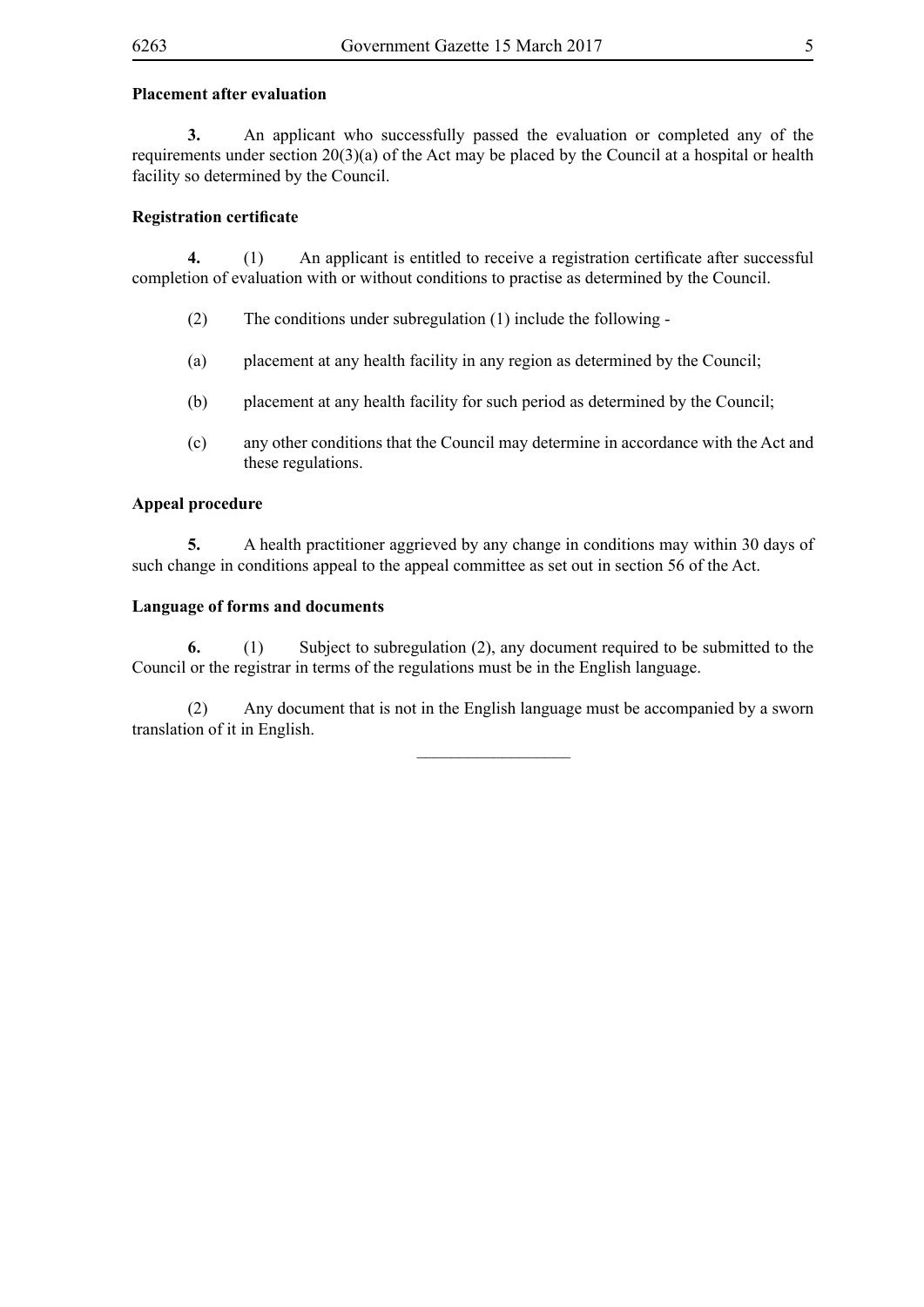**Placement after evaluation**

**3.** An applicant who successfully passed the evaluation or completed any of the requirements under section 20(3)(a) of the Act may be placed by the Council at a hospital or health facility so determined by the Council.

**Registration certificate**

**4.** (1) An applicant is entitled to receive a registration certificate after successful completion of evaluation with or without conditions to practise as determined by the Council.

(2) The conditions under subregulation (1) include the following -

(a) placement at any health facility in any region as determined by the Council;

(b) placement at any health facility for such period as determined by the Council;

(c) any other conditions that the Council may determine in accordance with the Act and these regulations.

**Appeal procedure**

**5.** A health practitioner aggrieved by any change in conditions may within 30 days of such change in conditions appeal to the appeal committee as set out in section 56 of the Act.

**Language of forms and documents**

**6.** (1) Subject to subregulation (2), any document required to be submitted to the Council or the registrar in terms of the regulations must be in the English language.

(2) Any document that is not in the English language must be accompanied by a sworn translation of it in English.

________________